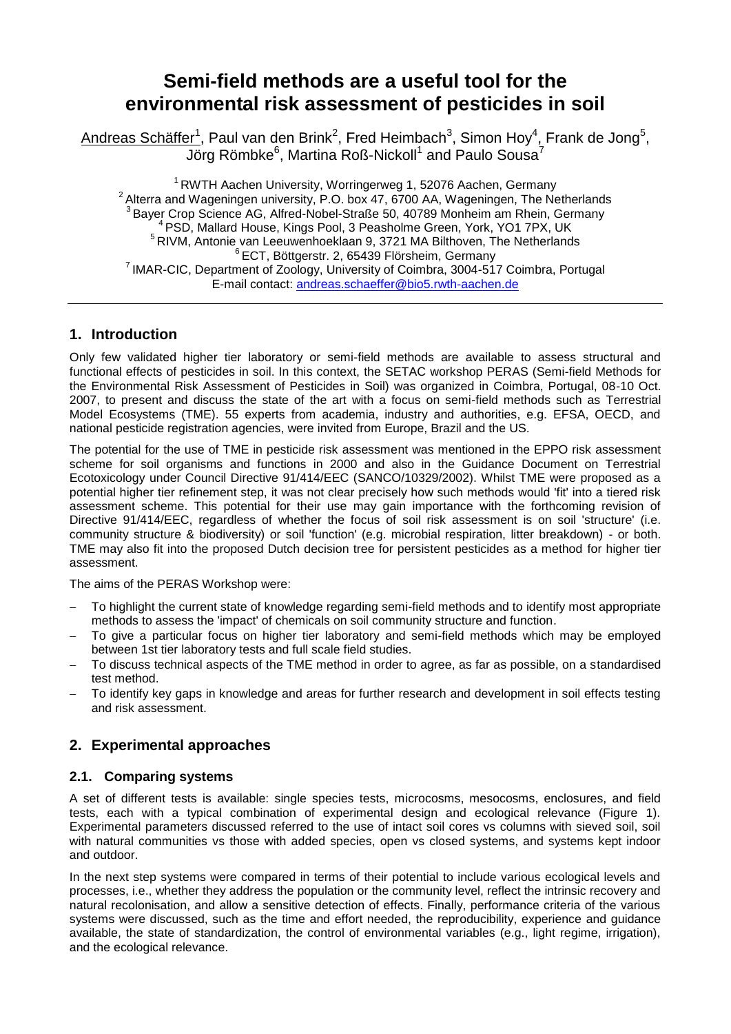# Semi-field methods are a useful tool for the environmental risk assessment of pesticides in soil

Andreas Schäffer[1], Paul van den Brink[2], Fred Heimbach[3], Simon Hoy[4], Frank de Jong[5], Jörg Römbke[6], Martina Roß-Nickoll[1] and Paulo Sousa[7]

[1] RWTH Aachen University, Worringerweg 1, 52076 Aachen, Germany
[2] Alterra and Wageningen university, P.O. box 47, 6700 AA, Wageningen, The Netherlands
[3] Bayer Crop Science AG, Alfred-Nobel-Straße 50, 40789 Monheim am Rhein, Germany
[4] PSD, Mallard House, Kings Pool, 3 Peasholme Green, York, YO1 7PX, UK
[5] RIVM, Antonie van Leeuwenhoeklaan 9, 3721 MA Bilthoven, The Netherlands
[6] ECT, Böttgerstr. 2, 65439 Flörsheim, Germany
[7] IMAR-CIC, Department of Zoology, University of Coimbra, 3004-517 Coimbra, Portugal
E-mail contact: andreas.schaeffer@bio5.rwth-aachen.de

## 1. Introduction

Only few validated higher tier laboratory or semi-field methods are available to assess structural and functional effects of pesticides in soil. In this context, the SETAC workshop PERAS (Semi-field Methods for the Environmental Risk Assessment of Pesticides in Soil) was organized in Coimbra, Portugal, 08-10 Oct. 2007, to present and discuss the state of the art with a focus on semi-field methods such as Terrestrial Model Ecosystems (TME). 55 experts from academia, industry and authorities, e.g. EFSA, OECD, and national pesticide registration agencies, were invited from Europe, Brazil and the US.

The potential for the use of TME in pesticide risk assessment was mentioned in the EPPO risk assessment scheme for soil organisms and functions in 2000 and also in the Guidance Document on Terrestrial Ecotoxicology under Council Directive 91/414/EEC (SANCO/10329/2002). Whilst TME were proposed as a potential higher tier refinement step, it was not clear precisely how such methods would 'fit' into a tiered risk assessment scheme. This potential for their use may gain importance with the forthcoming revision of Directive 91/414/EEC, regardless of whether the focus of soil risk assessment is on soil 'structure' (i.e. community structure & biodiversity) or soil 'function' (e.g. microbial respiration, litter breakdown) - or both. TME may also fit into the proposed Dutch decision tree for persistent pesticides as a method for higher tier assessment.

The aims of the PERAS Workshop were:

- To highlight the current state of knowledge regarding semi-field methods and to identify most appropriate methods to assess the 'impact' of chemicals on soil community structure and function.
- To give a particular focus on higher tier laboratory and semi-field methods which may be employed between 1st tier laboratory tests and full scale field studies.
- To discuss technical aspects of the TME method in order to agree, as far as possible, on a standardised test method.
- To identify key gaps in knowledge and areas for further research and development in soil effects testing and risk assessment.

## 2. Experimental approaches

### 2.1. Comparing systems

A set of different tests is available: single species tests, microcosms, mesocosms, enclosures, and field tests, each with a typical combination of experimental design and ecological relevance (Figure 1). Experimental parameters discussed referred to the use of intact soil cores vs columns with sieved soil, soil with natural communities vs those with added species, open vs closed systems, and systems kept indoor and outdoor.

In the next step systems were compared in terms of their potential to include various ecological levels and processes, i.e., whether they address the population or the community level, reflect the intrinsic recovery and natural recolonisation, and allow a sensitive detection of effects. Finally, performance criteria of the various systems were discussed, such as the time and effort needed, the reproducibility, experience and guidance available, the state of standardization, the control of environmental variables (e.g., light regime, irrigation), and the ecological relevance.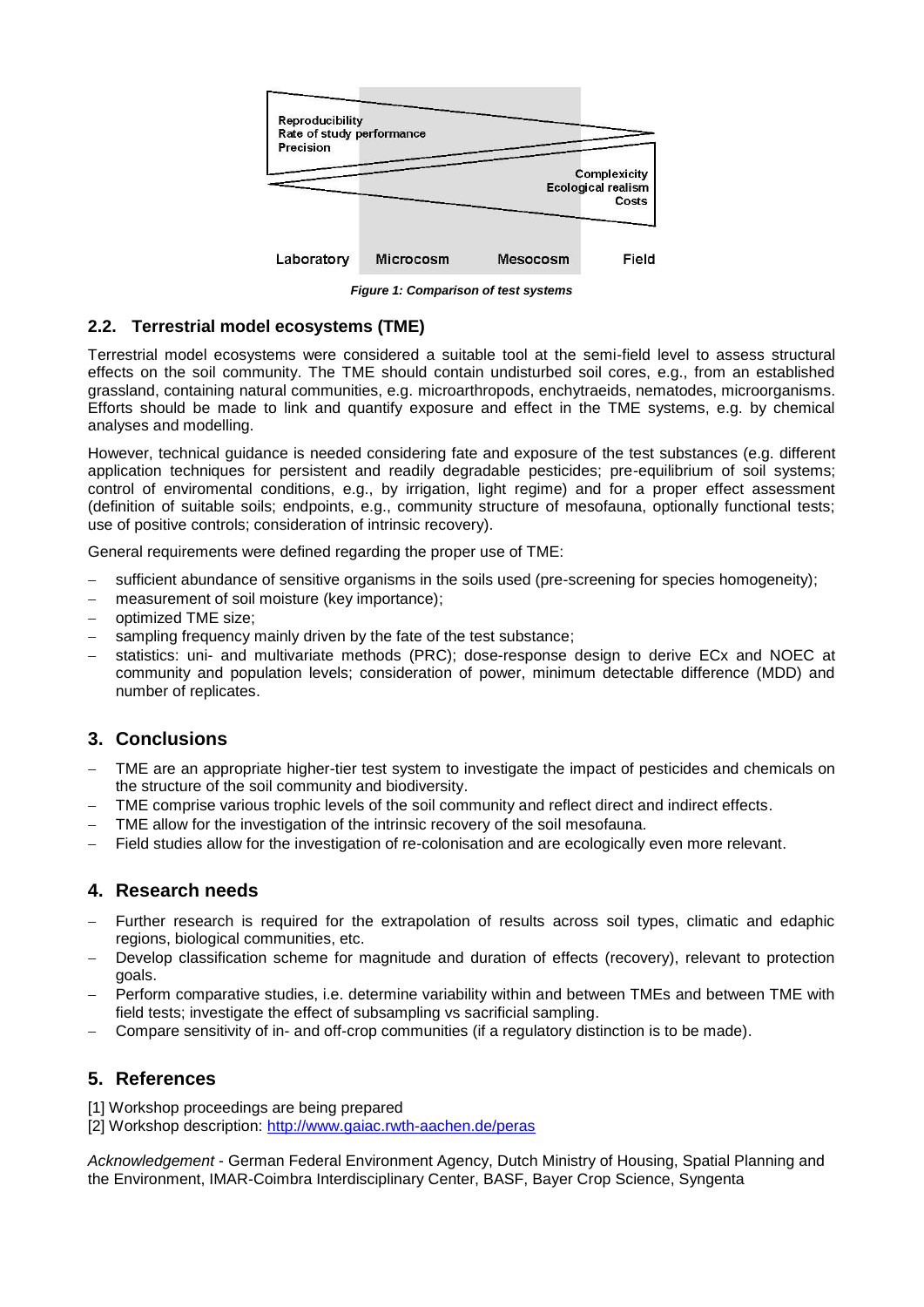Reproducibility
Rate of study performance
Precision

Complexicity
Ecological realism
Costs

Laboratory    Microcosm    Mesocosm    Field

***Figure 1: Comparison of test systems***

## 2.2. Terrestrial model ecosystems (TME)

Terrestrial model ecosystems were considered a suitable tool at the semi-field level to assess structural effects on the soil community. The TME should contain undisturbed soil cores, e.g., from an established grassland, containing natural communities, e.g. microarthropods, enchytraeids, nematodes, microorganisms. Efforts should be made to link and quantify exposure and effect in the TME systems, e.g. by chemical analyses and modelling.

However, technical guidance is needed considering fate and exposure of the test substances (e.g. different application techniques for persistent and readily degradable pesticides; pre-equilibrium of soil systems; control of enviromental conditions, e.g., by irrigation, light regime) and for a proper effect assessment (definition of suitable soils; endpoints, e.g., community structure of mesofauna, optionally functional tests; use of positive controls; consideration of intrinsic recovery).

General requirements were defined regarding the proper use of TME:

- sufficient abundance of sensitive organisms in the soils used (pre-screening for species homogeneity);
- measurement of soil moisture (key importance);
- optimized TME size;
- sampling frequency mainly driven by the fate of the test substance;
- statistics: uni- and multivariate methods (PRC); dose-response design to derive ECx and NOEC at community and population levels; consideration of power, minimum detectable difference (MDD) and number of replicates.

## 3. Conclusions

- TME are an appropriate higher-tier test system to investigate the impact of pesticides and chemicals on the structure of the soil community and biodiversity.
- TME comprise various trophic levels of the soil community and reflect direct and indirect effects.
- TME allow for the investigation of the intrinsic recovery of the soil mesofauna.
- Field studies allow for the investigation of re-colonisation and are ecologically even more relevant.

## 4. Research needs

- Further research is required for the extrapolation of results across soil types, climatic and edaphic regions, biological communities, etc.
- Develop classification scheme for magnitude and duration of effects (recovery), relevant to protection goals.
- Perform comparative studies, i.e. determine variability within and between TMEs and between TME with field tests; investigate the effect of subsampling vs sacrificial sampling.
- Compare sensitivity of in- and off-crop communities (if a regulatory distinction is to be made).

## 5. References

[1] Workshop proceedings are being prepared
[2] Workshop description: http://www.gaiac.rwth-aachen.de/peras

*Acknowledgement* - German Federal Environment Agency, Dutch Ministry of Housing, Spatial Planning and the Environment, IMAR-Coimbra Interdisciplinary Center, BASF, Bayer Crop Science, Syngenta